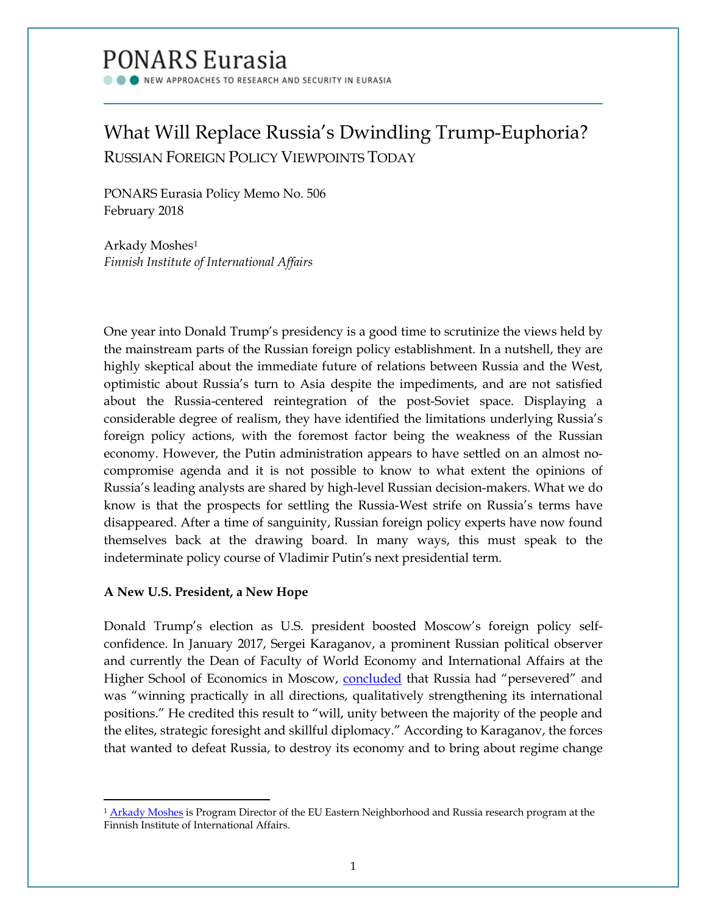# PONARS Eurasia

NEW APPROACHES TO RESEARCH AND SECURITY IN EURASIA

## What Will Replace Russia's Dwindling Trump-Euphoria?

RUSSIAN FOREIGN POLICY VIEWPOINTS TODAY

PONARS Eurasia Policy Memo No. 506
February 2018

Arkady Moshes[1]
*Finnish Institute of International Affairs*

One year into Donald Trump's presidency is a good time to scrutinize the views held by the mainstream parts of the Russian foreign policy establishment. In a nutshell, they are highly skeptical about the immediate future of relations between Russia and the West, optimistic about Russia's turn to Asia despite the impediments, and are not satisfied about the Russia-centered reintegration of the post-Soviet space. Displaying a considerable degree of realism, they have identified the limitations underlying Russia's foreign policy actions, with the foremost factor being the weakness of the Russian economy. However, the Putin administration appears to have settled on an almost no-compromise agenda and it is not possible to know to what extent the opinions of Russia's leading analysts are shared by high-level Russian decision-makers. What we do know is that the prospects for settling the Russia-West strife on Russia's terms have disappeared. After a time of sanguinity, Russian foreign policy experts have now found themselves back at the drawing board. In many ways, this must speak to the indeterminate policy course of Vladimir Putin's next presidential term.

**A New U.S. President, a New Hope**

Donald Trump's election as U.S. president boosted Moscow's foreign policy self-confidence. In January 2017, Sergei Karaganov, a prominent Russian political observer and currently the Dean of Faculty of World Economy and International Affairs at the Higher School of Economics in Moscow, concluded that Russia had "persevered" and was "winning practically in all directions, qualitatively strengthening its international positions." He credited this result to "will, unity between the majority of the people and the elites, strategic foresight and skillful diplomacy." According to Karaganov, the forces that wanted to defeat Russia, to destroy its economy and to bring about regime change

---

[1] Arkady Moshes is Program Director of the EU Eastern Neighborhood and Russia research program at the Finnish Institute of International Affairs.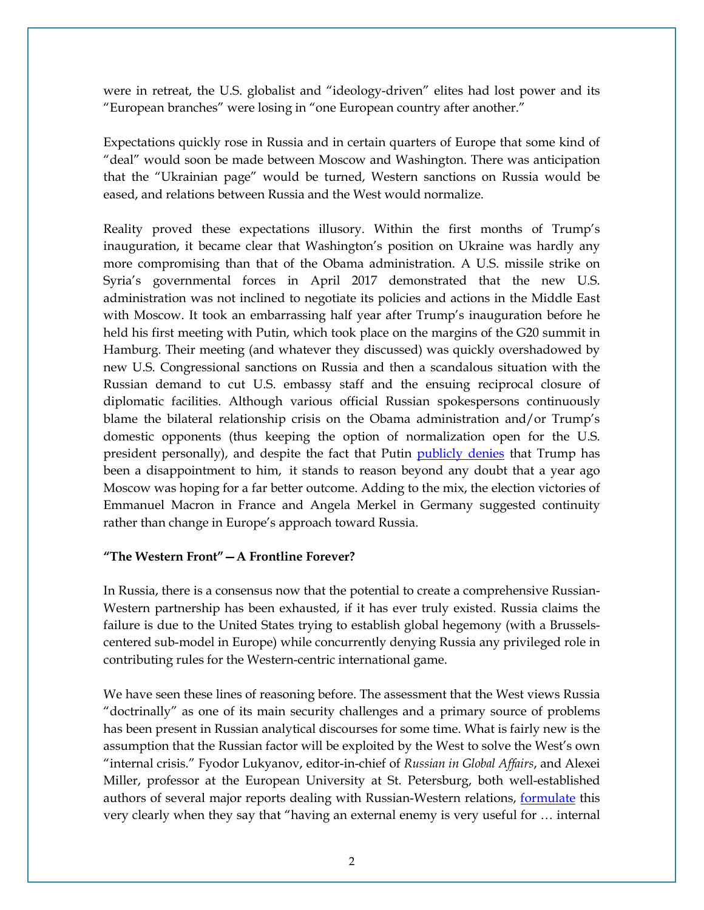were in retreat, the U.S. globalist and "ideology-driven" elites had lost power and its "European branches" were losing in "one European country after another."

Expectations quickly rose in Russia and in certain quarters of Europe that some kind of "deal" would soon be made between Moscow and Washington. There was anticipation that the "Ukrainian page" would be turned, Western sanctions on Russia would be eased, and relations between Russia and the West would normalize.

Reality proved these expectations illusory. Within the first months of Trump's inauguration, it became clear that Washington's position on Ukraine was hardly any more compromising than that of the Obama administration. A U.S. missile strike on Syria's governmental forces in April 2017 demonstrated that the new U.S. administration was not inclined to negotiate its policies and actions in the Middle East with Moscow. It took an embarrassing half year after Trump's inauguration before he held his first meeting with Putin, which took place on the margins of the G20 summit in Hamburg. Their meeting (and whatever they discussed) was quickly overshadowed by new U.S. Congressional sanctions on Russia and then a scandalous situation with the Russian demand to cut U.S. embassy staff and the ensuing reciprocal closure of diplomatic facilities. Although various official Russian spokespersons continuously blame the bilateral relationship crisis on the Obama administration and/or Trump's domestic opponents (thus keeping the option of normalization open for the U.S. president personally), and despite the fact that Putin publicly denies that Trump has been a disappointment to him, it stands to reason beyond any doubt that a year ago Moscow was hoping for a far better outcome. Adding to the mix, the election victories of Emmanuel Macron in France and Angela Merkel in Germany suggested continuity rather than change in Europe's approach toward Russia.

**"The Western Front"—A Frontline Forever?**

In Russia, there is a consensus now that the potential to create a comprehensive Russian-Western partnership has been exhausted, if it has ever truly existed. Russia claims the failure is due to the United States trying to establish global hegemony (with a Brussels-centered sub-model in Europe) while concurrently denying Russia any privileged role in contributing rules for the Western-centric international game.

We have seen these lines of reasoning before. The assessment that the West views Russia "doctrinally" as one of its main security challenges and a primary source of problems has been present in Russian analytical discourses for some time. What is fairly new is the assumption that the Russian factor will be exploited by the West to solve the West's own "internal crisis." Fyodor Lukyanov, editor-in-chief of *Russian in Global Affairs*, and Alexei Miller, professor at the European University at St. Petersburg, both well-established authors of several major reports dealing with Russian-Western relations, formulate this very clearly when they say that "having an external enemy is very useful for … internal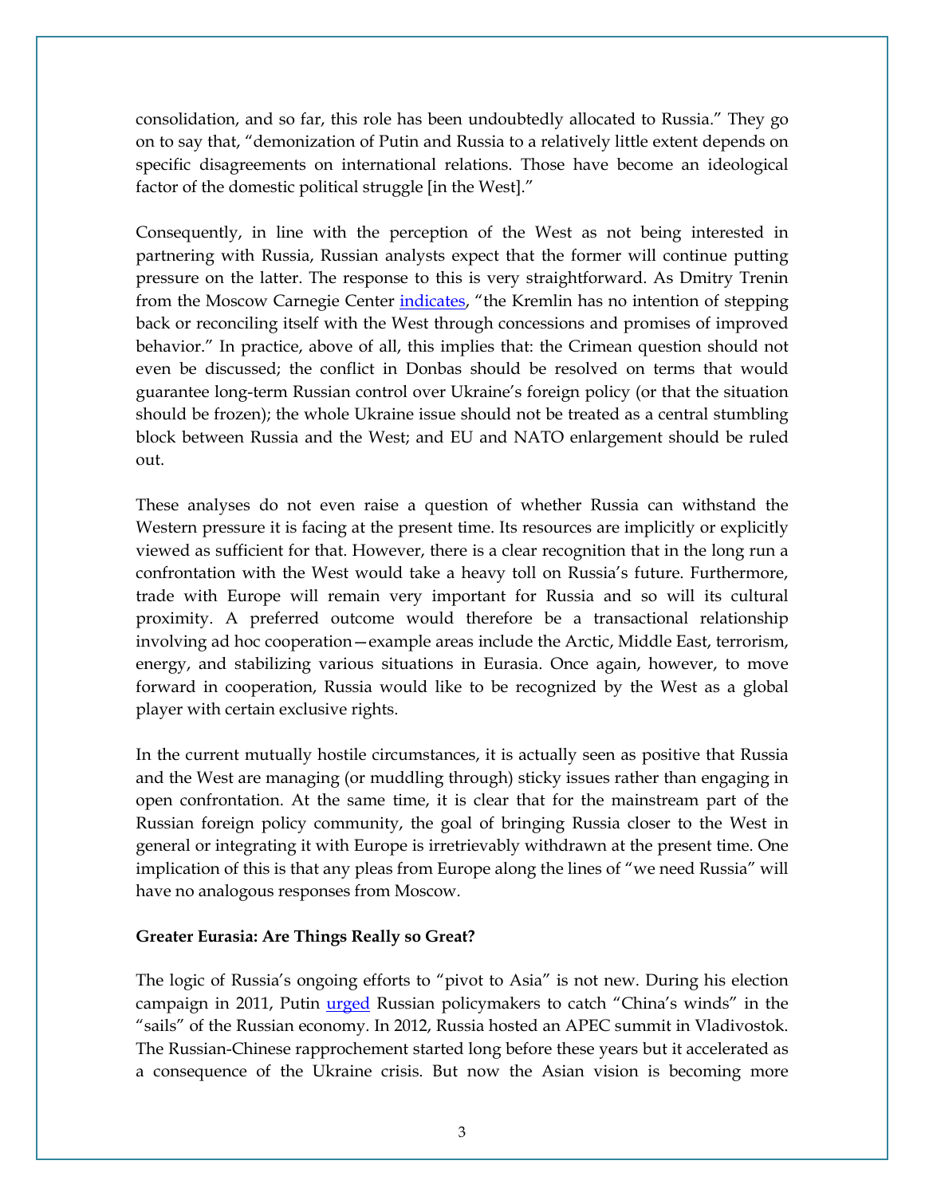consolidation, and so far, this role has been undoubtedly allocated to Russia." They go on to say that, "demonization of Putin and Russia to a relatively little extent depends on specific disagreements on international relations. Those have become an ideological factor of the domestic political struggle [in the West]."

Consequently, in line with the perception of the West as not being interested in partnering with Russia, Russian analysts expect that the former will continue putting pressure on the latter. The response to this is very straightforward. As Dmitry Trenin from the Moscow Carnegie Center indicates, "the Kremlin has no intention of stepping back or reconciling itself with the West through concessions and promises of improved behavior." In practice, above of all, this implies that: the Crimean question should not even be discussed; the conflict in Donbas should be resolved on terms that would guarantee long-term Russian control over Ukraine's foreign policy (or that the situation should be frozen); the whole Ukraine issue should not be treated as a central stumbling block between Russia and the West; and EU and NATO enlargement should be ruled out.

These analyses do not even raise a question of whether Russia can withstand the Western pressure it is facing at the present time. Its resources are implicitly or explicitly viewed as sufficient for that. However, there is a clear recognition that in the long run a confrontation with the West would take a heavy toll on Russia's future. Furthermore, trade with Europe will remain very important for Russia and so will its cultural proximity. A preferred outcome would therefore be a transactional relationship involving ad hoc cooperation—example areas include the Arctic, Middle East, terrorism, energy, and stabilizing various situations in Eurasia. Once again, however, to move forward in cooperation, Russia would like to be recognized by the West as a global player with certain exclusive rights.

In the current mutually hostile circumstances, it is actually seen as positive that Russia and the West are managing (or muddling through) sticky issues rather than engaging in open confrontation. At the same time, it is clear that for the mainstream part of the Russian foreign policy community, the goal of bringing Russia closer to the West in general or integrating it with Europe is irretrievably withdrawn at the present time. One implication of this is that any pleas from Europe along the lines of "we need Russia" will have no analogous responses from Moscow.

**Greater Eurasia: Are Things Really so Great?**

The logic of Russia's ongoing efforts to "pivot to Asia" is not new. During his election campaign in 2011, Putin urged Russian policymakers to catch "China's winds" in the "sails" of the Russian economy. In 2012, Russia hosted an APEC summit in Vladivostok. The Russian-Chinese rapprochement started long before these years but it accelerated as a consequence of the Ukraine crisis. But now the Asian vision is becoming more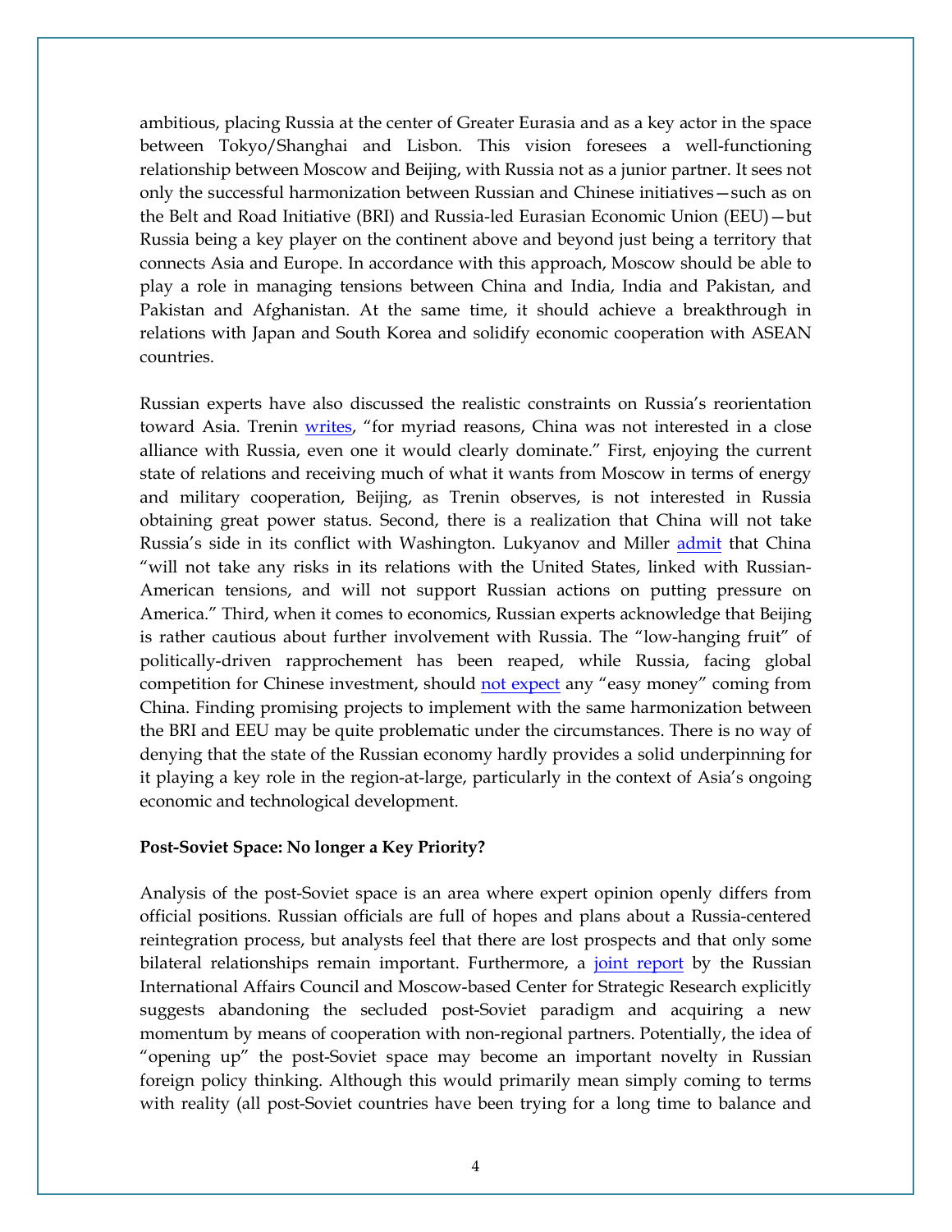ambitious, placing Russia at the center of Greater Eurasia and as a key actor in the space between Tokyo/Shanghai and Lisbon. This vision foresees a well-functioning relationship between Moscow and Beijing, with Russia not as a junior partner. It sees not only the successful harmonization between Russian and Chinese initiatives—such as on the Belt and Road Initiative (BRI) and Russia-led Eurasian Economic Union (EEU)—but Russia being a key player on the continent above and beyond just being a territory that connects Asia and Europe. In accordance with this approach, Moscow should be able to play a role in managing tensions between China and India, India and Pakistan, and Pakistan and Afghanistan. At the same time, it should achieve a breakthrough in relations with Japan and South Korea and solidify economic cooperation with ASEAN countries.

Russian experts have also discussed the realistic constraints on Russia's reorientation toward Asia. Trenin writes, "for myriad reasons, China was not interested in a close alliance with Russia, even one it would clearly dominate." First, enjoying the current state of relations and receiving much of what it wants from Moscow in terms of energy and military cooperation, Beijing, as Trenin observes, is not interested in Russia obtaining great power status. Second, there is a realization that China will not take Russia's side in its conflict with Washington. Lukyanov and Miller admit that China "will not take any risks in its relations with the United States, linked with Russian-American tensions, and will not support Russian actions on putting pressure on America." Third, when it comes to economics, Russian experts acknowledge that Beijing is rather cautious about further involvement with Russia. The "low-hanging fruit" of politically-driven rapprochement has been reaped, while Russia, facing global competition for Chinese investment, should not expect any "easy money" coming from China. Finding promising projects to implement with the same harmonization between the BRI and EEU may be quite problematic under the circumstances. There is no way of denying that the state of the Russian economy hardly provides a solid underpinning for it playing a key role in the region-at-large, particularly in the context of Asia's ongoing economic and technological development.

**Post-Soviet Space: No longer a Key Priority?**

Analysis of the post-Soviet space is an area where expert opinion openly differs from official positions. Russian officials are full of hopes and plans about a Russia-centered reintegration process, but analysts feel that there are lost prospects and that only some bilateral relationships remain important. Furthermore, a joint report by the Russian International Affairs Council and Moscow-based Center for Strategic Research explicitly suggests abandoning the secluded post-Soviet paradigm and acquiring a new momentum by means of cooperation with non-regional partners. Potentially, the idea of "opening up" the post-Soviet space may become an important novelty in Russian foreign policy thinking. Although this would primarily mean simply coming to terms with reality (all post-Soviet countries have been trying for a long time to balance and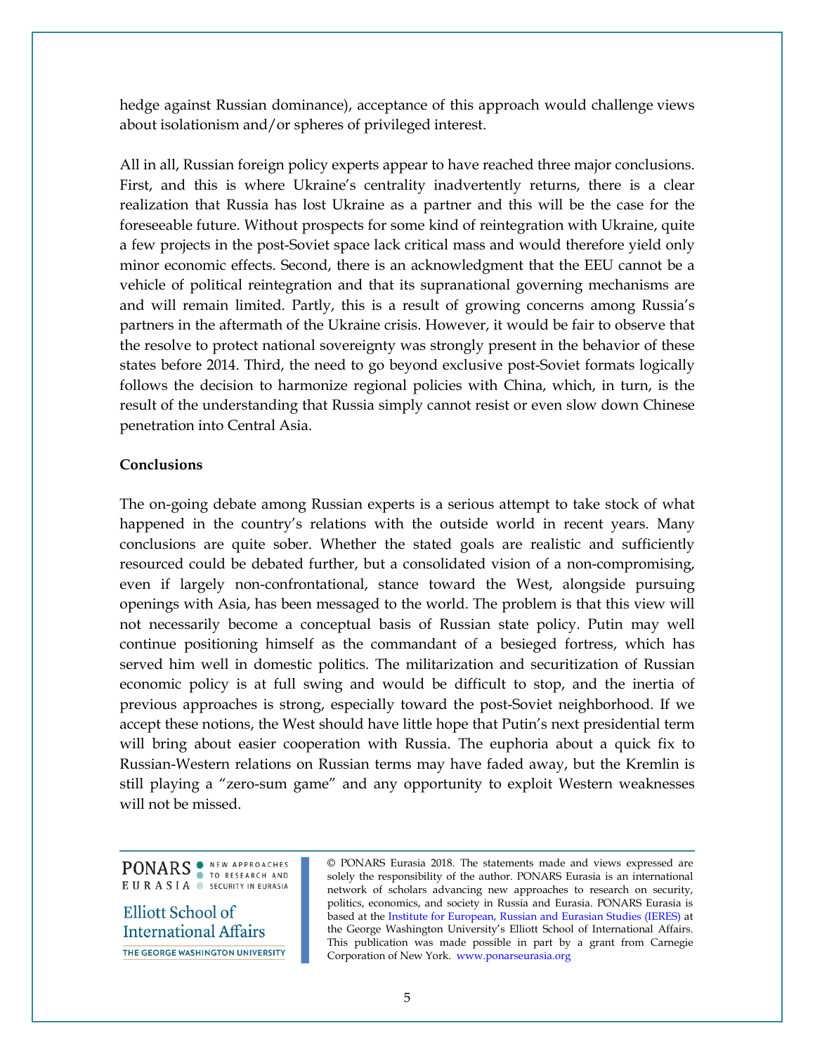hedge against Russian dominance), acceptance of this approach would challenge views about isolationism and/or spheres of privileged interest.

All in all, Russian foreign policy experts appear to have reached three major conclusions. First, and this is where Ukraine's centrality inadvertently returns, there is a clear realization that Russia has lost Ukraine as a partner and this will be the case for the foreseeable future. Without prospects for some kind of reintegration with Ukraine, quite a few projects in the post-Soviet space lack critical mass and would therefore yield only minor economic effects. Second, there is an acknowledgment that the EEU cannot be a vehicle of political reintegration and that its supranational governing mechanisms are and will remain limited. Partly, this is a result of growing concerns among Russia's partners in the aftermath of the Ukraine crisis. However, it would be fair to observe that the resolve to protect national sovereignty was strongly present in the behavior of these states before 2014. Third, the need to go beyond exclusive post-Soviet formats logically follows the decision to harmonize regional policies with China, which, in turn, is the result of the understanding that Russia simply cannot resist or even slow down Chinese penetration into Central Asia.

**Conclusions**

The on-going debate among Russian experts is a serious attempt to take stock of what happened in the country's relations with the outside world in recent years. Many conclusions are quite sober. Whether the stated goals are realistic and sufficiently resourced could be debated further, but a consolidated vision of a non-compromising, even if largely non-confrontational, stance toward the West, alongside pursuing openings with Asia, has been messaged to the world. The problem is that this view will not necessarily become a conceptual basis of Russian state policy. Putin may well continue positioning himself as the commandant of a besieged fortress, which has served him well in domestic politics. The militarization and securitization of Russian economic policy is at full swing and would be difficult to stop, and the inertia of previous approaches is strong, especially toward the post-Soviet neighborhood. If we accept these notions, the West should have little hope that Putin's next presidential term will bring about easier cooperation with Russia. The euphoria about a quick fix to Russian-Western relations on Russian terms may have faded away, but the Kremlin is still playing a "zero-sum game" and any opportunity to exploit Western weaknesses will not be missed.

PONARS EURASIA — NEW APPROACHES TO RESEARCH AND SECURITY IN EURASIA

Elliott School of International Affairs
THE GEORGE WASHINGTON UNIVERSITY

© PONARS Eurasia 2018. The statements made and views expressed are solely the responsibility of the author. PONARS Eurasia is an international network of scholars advancing new approaches to research on security, politics, economics, and society in Russia and Eurasia. PONARS Eurasia is based at the Institute for European, Russian and Eurasian Studies (IERES) at the George Washington University's Elliott School of International Affairs. This publication was made possible in part by a grant from Carnegie Corporation of New York. www.ponarseurasia.org